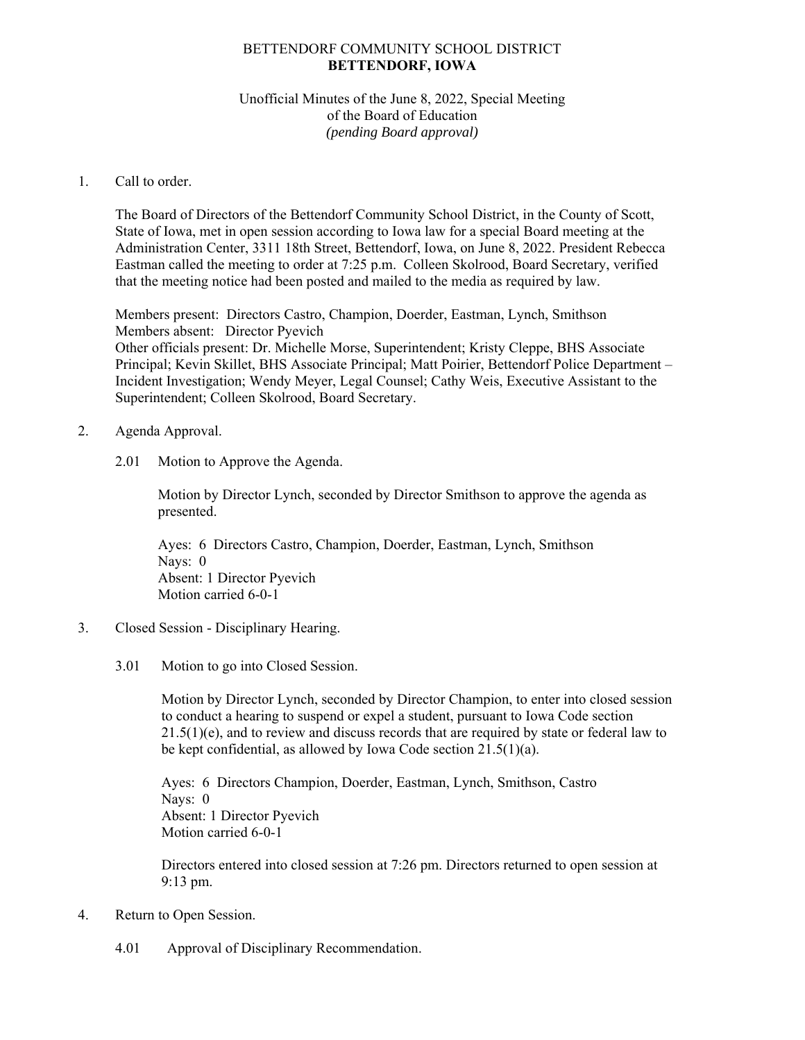BETTENDORF COMMUNITY SCHOOL DISTRICT
**BETTENDORF, IOWA**

Unofficial Minutes of the June 8, 2022, Special Meeting
of the Board of Education
*(pending Board approval)*

1. Call to order.

   The Board of Directors of the Bettendorf Community School District, in the County of Scott, State of Iowa, met in open session according to Iowa law for a special Board meeting at the Administration Center, 3311 18th Street, Bettendorf, Iowa, on June 8, 2022. President Rebecca Eastman called the meeting to order at 7:25 p.m. Colleen Skolrood, Board Secretary, verified that the meeting notice had been posted and mailed to the media as required by law.

   Members present: Directors Castro, Champion, Doerder, Eastman, Lynch, Smithson
   Members absent: Director Pyevich
   Other officials present: Dr. Michelle Morse, Superintendent; Kristy Cleppe, BHS Associate Principal; Kevin Skillet, BHS Associate Principal; Matt Poirier, Bettendorf Police Department – Incident Investigation; Wendy Meyer, Legal Counsel; Cathy Weis, Executive Assistant to the Superintendent; Colleen Skolrood, Board Secretary.

2. Agenda Approval.

   2.01 Motion to Approve the Agenda.

   Motion by Director Lynch, seconded by Director Smithson to approve the agenda as presented.

   Ayes: 6 Directors Castro, Champion, Doerder, Eastman, Lynch, Smithson
   Nays: 0
   Absent: 1 Director Pyevich
   Motion carried 6-0-1

3. Closed Session - Disciplinary Hearing.

   3.01 Motion to go into Closed Session.

   Motion by Director Lynch, seconded by Director Champion, to enter into closed session to conduct a hearing to suspend or expel a student, pursuant to Iowa Code section 21.5(1)(e), and to review and discuss records that are required by state or federal law to be kept confidential, as allowed by Iowa Code section 21.5(1)(a).

   Ayes: 6 Directors Champion, Doerder, Eastman, Lynch, Smithson, Castro
   Nays: 0
   Absent: 1 Director Pyevich
   Motion carried 6-0-1

   Directors entered into closed session at 7:26 pm. Directors returned to open session at 9:13 pm.

4. Return to Open Session.

   4.01 Approval of Disciplinary Recommendation.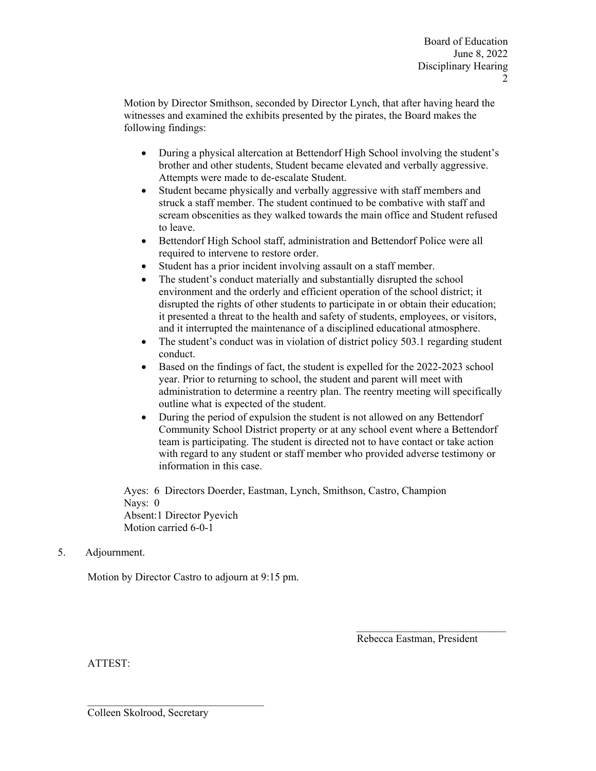Motion by Director Smithson, seconded by Director Lynch, that after having heard the witnesses and examined the exhibits presented by the pirates, the Board makes the following findings:

- During a physical altercation at Bettendorf High School involving the student's brother and other students, Student became elevated and verbally aggressive. Attempts were made to de-escalate Student.
- Student became physically and verbally aggressive with staff members and struck a staff member. The student continued to be combative with staff and scream obscenities as they walked towards the main office and Student refused to leave.
- Bettendorf High School staff, administration and Bettendorf Police were all required to intervene to restore order.
- Student has a prior incident involving assault on a staff member.
- The student's conduct materially and substantially disrupted the school environment and the orderly and efficient operation of the school district; it disrupted the rights of other students to participate in or obtain their education; it presented a threat to the health and safety of students, employees, or visitors, and it interrupted the maintenance of a disciplined educational atmosphere.
- The student's conduct was in violation of district policy 503.1 regarding student conduct.
- Based on the findings of fact, the student is expelled for the 2022-2023 school year. Prior to returning to school, the student and parent will meet with administration to determine a reentry plan. The reentry meeting will specifically outline what is expected of the student.
- During the period of expulsion the student is not allowed on any Bettendorf Community School District property or at any school event where a Bettendorf team is participating. The student is directed not to have contact or take action with regard to any student or staff member who provided adverse testimony or information in this case.

Ayes: 6 Directors Doerder, Eastman, Lynch, Smithson, Castro, Champion
Nays: 0
Absent: 1 Director Pyevich
Motion carried 6-0-1

5. Adjournment.

Motion by Director Castro to adjourn at 9:15 pm.

\_\_\_\_\_\_\_\_\_\_\_\_\_\_\_\_\_\_\_\_\_\_\_\_\_\_\_\_\_\_
Rebecca Eastman, President

ATTEST:

\_\_\_\_\_\_\_\_\_\_\_\_\_\_\_\_\_\_\_\_\_\_\_\_\_\_\_\_\_\_
Colleen Skolrood, Secretary